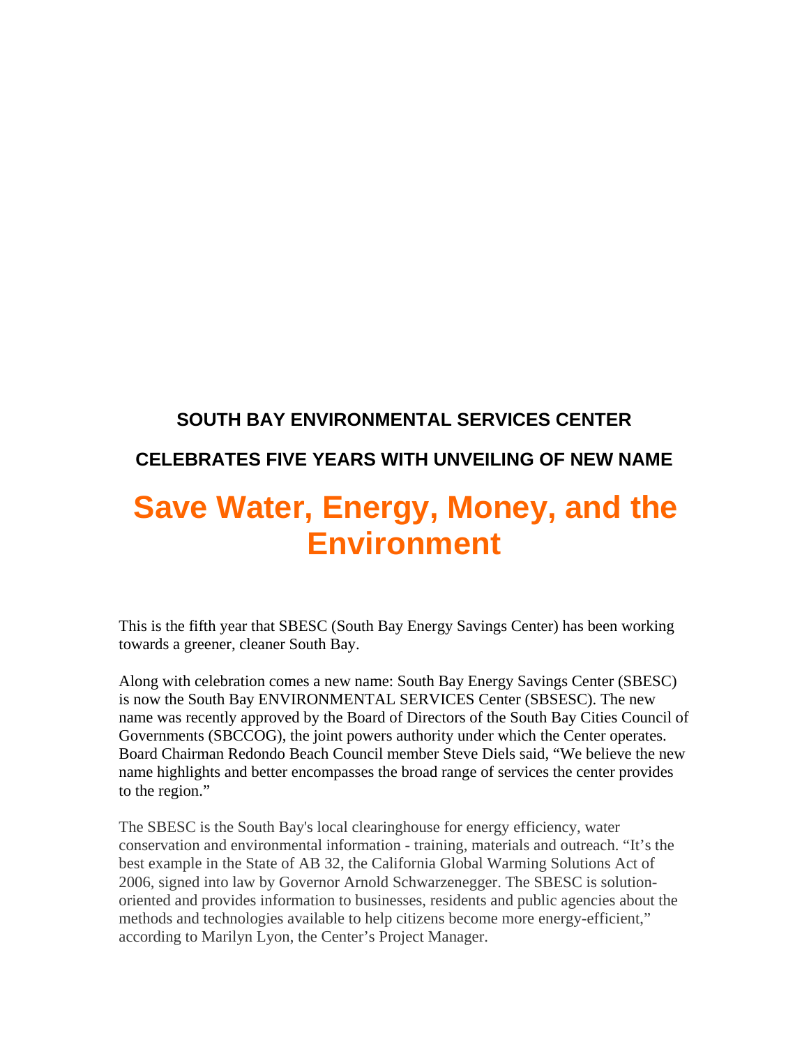## SOUTH BAY ENVIRONMENTAL SERVICES CENTER

## CELEBRATES FIVE YEARS WITH UNVEILING OF NEW NAME

# Save Water, Energy, Money, and the Environment

This is the fifth year that SBESC (South Bay Energy Savings Center) has been working towards a greener, cleaner South Bay.

Along with celebration comes a new name: South Bay Energy Savings Center (SBESC) is now the South Bay ENVIRONMENTAL SERVICES Center (SBSESC). The new name was recently approved by the Board of Directors of the South Bay Cities Council of Governments (SBCCOG), the joint powers authority under which the Center operates. Board Chairman Redondo Beach Council member Steve Diels said, "We believe the new name highlights and better encompasses the broad range of services the center provides to the region."

The SBESC is the South Bay's local clearinghouse for energy efficiency, water conservation and environmental information - training, materials and outreach. "It's the best example in the State of AB 32, the California Global Warming Solutions Act of 2006, signed into law by Governor Arnold Schwarzenegger. The SBESC is solution-oriented and provides information to businesses, residents and public agencies about the methods and technologies available to help citizens become more energy-efficient," according to Marilyn Lyon, the Center's Project Manager.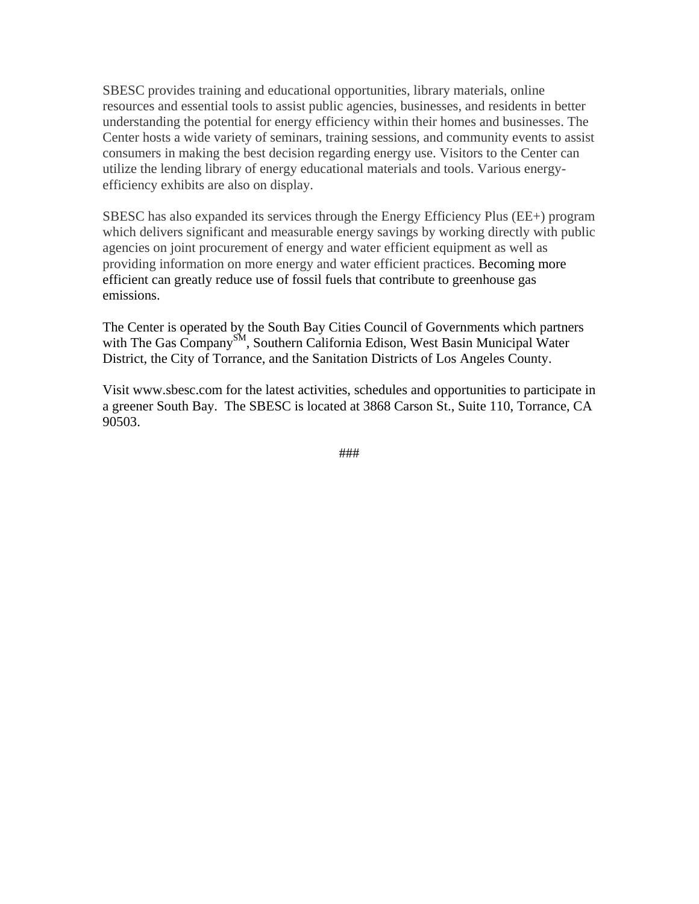SBESC provides training and educational opportunities, library materials, online resources and essential tools to assist public agencies, businesses, and residents in better understanding the potential for energy efficiency within their homes and businesses. The Center hosts a wide variety of seminars, training sessions, and community events to assist consumers in making the best decision regarding energy use. Visitors to the Center can utilize the lending library of energy educational materials and tools. Various energy-efficiency exhibits are also on display.

SBESC has also expanded its services through the Energy Efficiency Plus (EE+) program which delivers significant and measurable energy savings by working directly with public agencies on joint procurement of energy and water efficient equipment as well as providing information on more energy and water efficient practices. Becoming more efficient can greatly reduce use of fossil fuels that contribute to greenhouse gas emissions.

The Center is operated by the South Bay Cities Council of Governments which partners with The Gas Company℠, Southern California Edison, West Basin Municipal Water District, the City of Torrance, and the Sanitation Districts of Los Angeles County.

Visit www.sbesc.com for the latest activities, schedules and opportunities to participate in a greener South Bay. The SBESC is located at 3868 Carson St., Suite 110, Torrance, CA 90503.

###